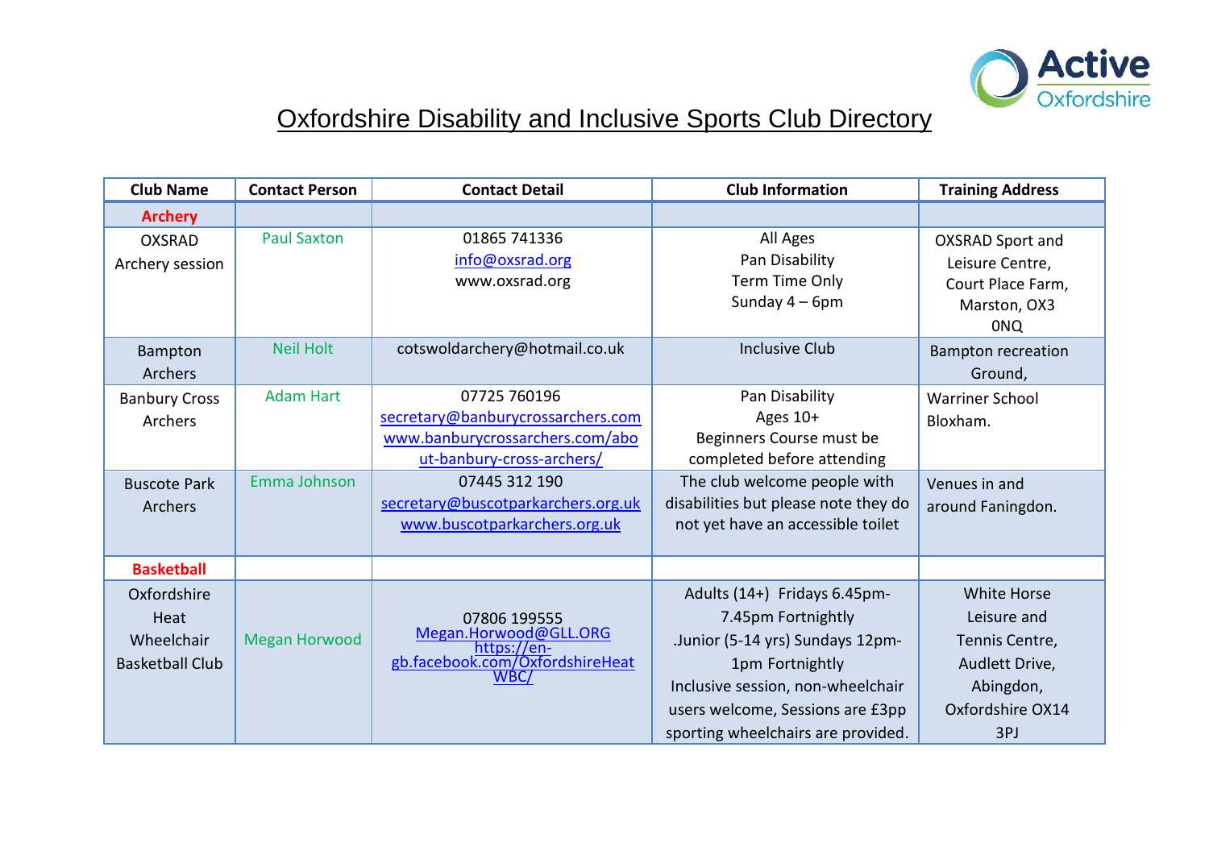# Oxfordshire Disability and Inclusive Sports Club Directory

| Club Name | Contact Person | Contact Detail | Club Information | Training Address |
|---|---|---|---|---|
| **Archery** | | | | |
| OXSRAD Archery session | Paul Saxton | 01865 741336<br>info@oxsrad.org<br>www.oxsrad.org | All Ages<br>Pan Disability<br>Term Time Only<br>Sunday 4 – 6pm | OXSRAD Sport and Leisure Centre, Court Place Farm, Marston, OX3 0NQ |
| Bampton Archers | Neil Holt | cotswoldarchery@hotmail.co.uk | Inclusive Club | Bampton recreation Ground, |
| Banbury Cross Archers | Adam Hart | 07725 760196<br>secretary@banburycrossarchers.com<br>www.banburycrossarchers.com/about-banbury-cross-archers/ | Pan Disability<br>Ages 10+<br>Beginners Course must be completed before attending | Warriner School Bloxham. |
| Buscote Park Archers | Emma Johnson | 07445 312 190<br>secretary@buscotparkarchers.org.uk<br>www.buscotparkarchers.org.uk | The club welcome people with disabilities but please note they do not yet have an accessible toilet | Venues in and around Faningdon. |
| **Basketball** | | | | |
| Oxfordshire Heat Wheelchair Basketball Club | Megan Horwood | 07806 199555<br>Megan.Horwood@GLL.ORG<br>https://en-gb.facebook.com/OxfordshireHeatWBC/ | Adults (14+) Fridays 6.45pm-7.45pm Fortnightly<br>.Junior (5-14 yrs) Sundays 12pm-1pm Fortnightly<br>Inclusive session, non-wheelchair users welcome, Sessions are £3pp sporting wheelchairs are provided. | White Horse Leisure and Tennis Centre, Audlett Drive, Abingdon, Oxfordshire OX14 3PJ |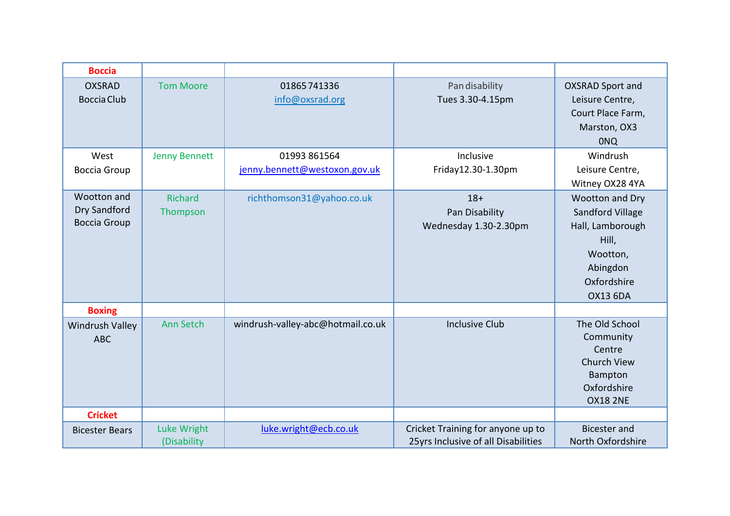| **Boccia** | | | | |
|---|---|---|---|---|
| OXSRAD Boccia Club | Tom Moore | 01865 741336 info@oxsrad.org | Pan disability Tues 3.30-4.15pm | OXSRAD Sport and Leisure Centre, Court Place Farm, Marston, OX3 0NQ |
| West Boccia Group | Jenny Bennett | 01993 861564 jenny.bennett@westoxon.gov.uk | Inclusive Friday12.30-1.30pm | Windrush Leisure Centre, Witney OX28 4YA |
| Wootton and Dry Sandford Boccia Group | Richard Thompson | richthomson31@yahoo.co.uk | 18+ Pan Disability Wednesday 1.30-2.30pm | Wootton and Dry Sandford Village Hall, Lamborough Hill, Wootton, Abingdon Oxfordshire OX13 6DA |
| **Boxing** | | | | |
| Windrush Valley ABC | Ann Setch | windrush-valley-abc@hotmail.co.uk | Inclusive Club | The Old School Community Centre Church View Bampton Oxfordshire OX18 2NE |
| **Cricket** | | | | |
| Bicester Bears | Luke Wright (Disability | luke.wright@ecb.co.uk | Cricket Training for anyone up to 25yrs Inclusive of all Disabilities | Bicester and North Oxfordshire |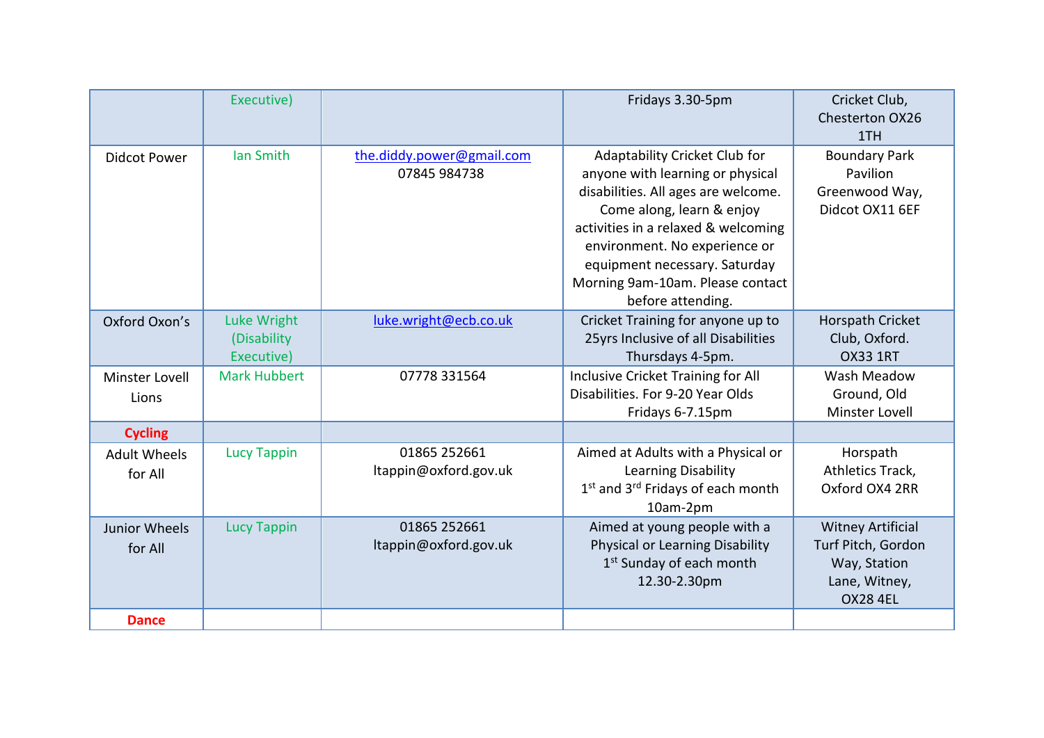| | | | | |
|---|---|---|---|---|
| | Executive) | | Fridays 3.30-5pm | Cricket Club, Chesterton OX26 1TH |
| Didcot Power | Ian Smith | the.diddy.power@gmail.com 07845 984738 | Adaptability Cricket Club for anyone with learning or physical disabilities. All ages are welcome. Come along, learn & enjoy activities in a relaxed & welcoming environment. No experience or equipment necessary. Saturday Morning 9am-10am. Please contact before attending. | Boundary Park Pavilion Greenwood Way, Didcot OX11 6EF |
| Oxford Oxon's | Luke Wright (Disability Executive) | luke.wright@ecb.co.uk | Cricket Training for anyone up to 25yrs Inclusive of all Disabilities Thursdays 4-5pm. | Horspath Cricket Club, Oxford. OX33 1RT |
| Minster Lovell Lions | Mark Hubbert | 07778 331564 | Inclusive Cricket Training for All Disabilities. For 9-20 Year Olds Fridays 6-7.15pm | Wash Meadow Ground, Old Minster Lovell |
| **Cycling** | | | | |
| Adult Wheels for All | Lucy Tappin | 01865 252661 ltappin@oxford.gov.uk | Aimed at Adults with a Physical or Learning Disability 1st and 3rd Fridays of each month 10am-2pm | Horspath Athletics Track, Oxford OX4 2RR |
| Junior Wheels for All | Lucy Tappin | 01865 252661 ltappin@oxford.gov.uk | Aimed at young people with a Physical or Learning Disability 1st Sunday of each month 12.30-2.30pm | Witney Artificial Turf Pitch, Gordon Way, Station Lane, Witney, OX28 4EL |
| **Dance** | | | | |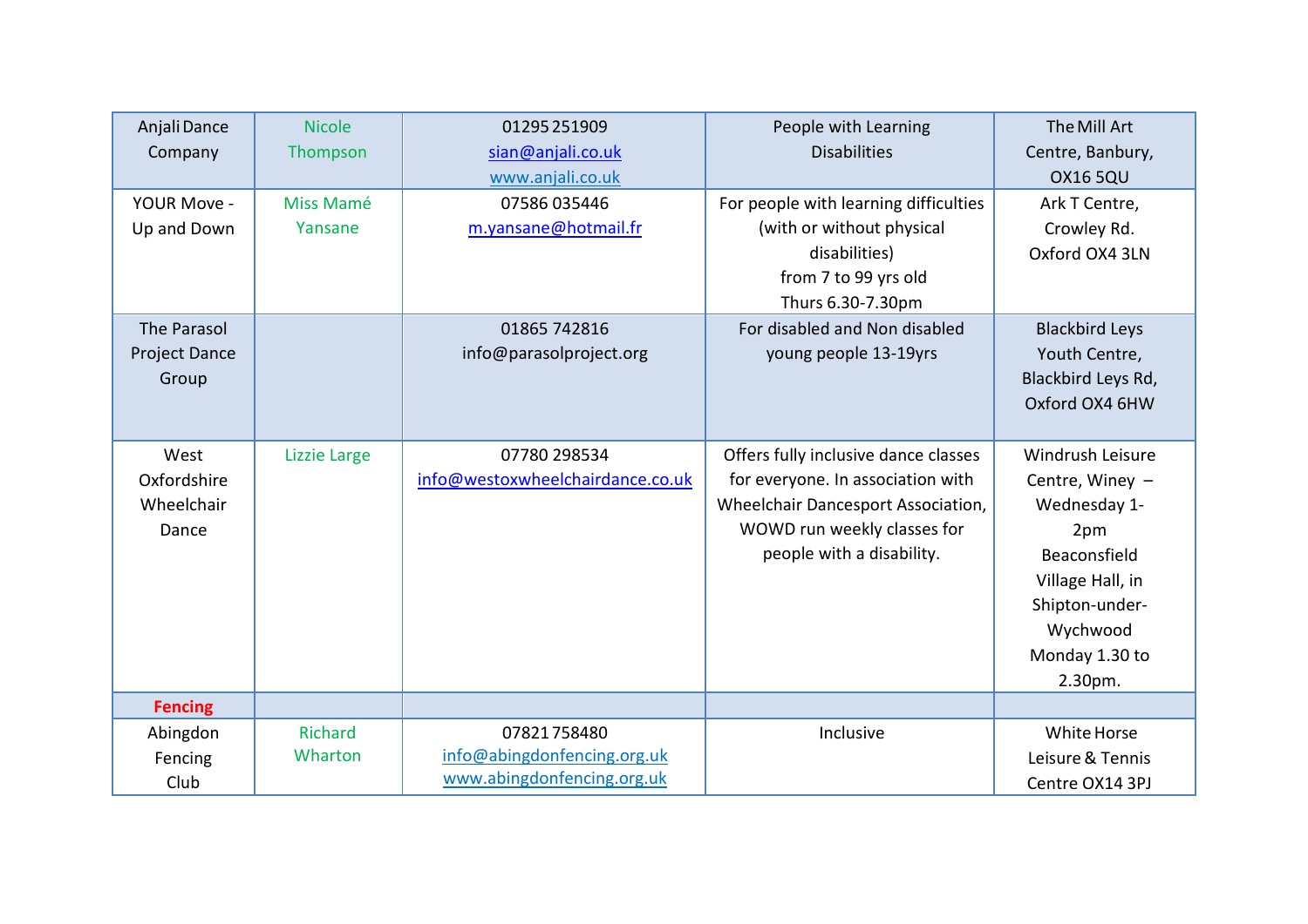| Anjali Dance Company | Nicole Thompson | 01295 251909<br>sian@anjali.co.uk<br>www.anjali.co.uk | People with Learning Disabilities | The Mill Art Centre, Banbury, OX16 5QU |
|---|---|---|---|---|
| YOUR Move - Up and Down | Miss Mamé Yansane | 07586 035446<br>m.yansane@hotmail.fr | For people with learning difficulties (with or without physical disabilities)<br>from 7 to 99 yrs old<br>Thurs 6.30-7.30pm | Ark T Centre, Crowley Rd. Oxford OX4 3LN |
| The Parasol Project Dance Group | | 01865 742816<br>info@parasolproject.org | For disabled and Non disabled young people 13-19yrs | Blackbird Leys Youth Centre, Blackbird Leys Rd, Oxford OX4 6HW |
| West Oxfordshire Wheelchair Dance | Lizzie Large | 07780 298534<br>info@westoxwheelchairdance.co.uk | Offers fully inclusive dance classes for everyone. In association with Wheelchair Dancesport Association, WOWD run weekly classes for people with a disability. | Windrush Leisure Centre, Winey – Wednesday 1-2pm<br>Beaconsfield Village Hall, in Shipton-under-Wychwood Monday 1.30 to 2.30pm. |
| **Fencing** | | | | |
| Abingdon Fencing Club | Richard Wharton | 07821 758480<br>info@abingdonfencing.org.uk<br>www.abingdonfencing.org.uk | Inclusive | White Horse Leisure & Tennis Centre OX14 3PJ |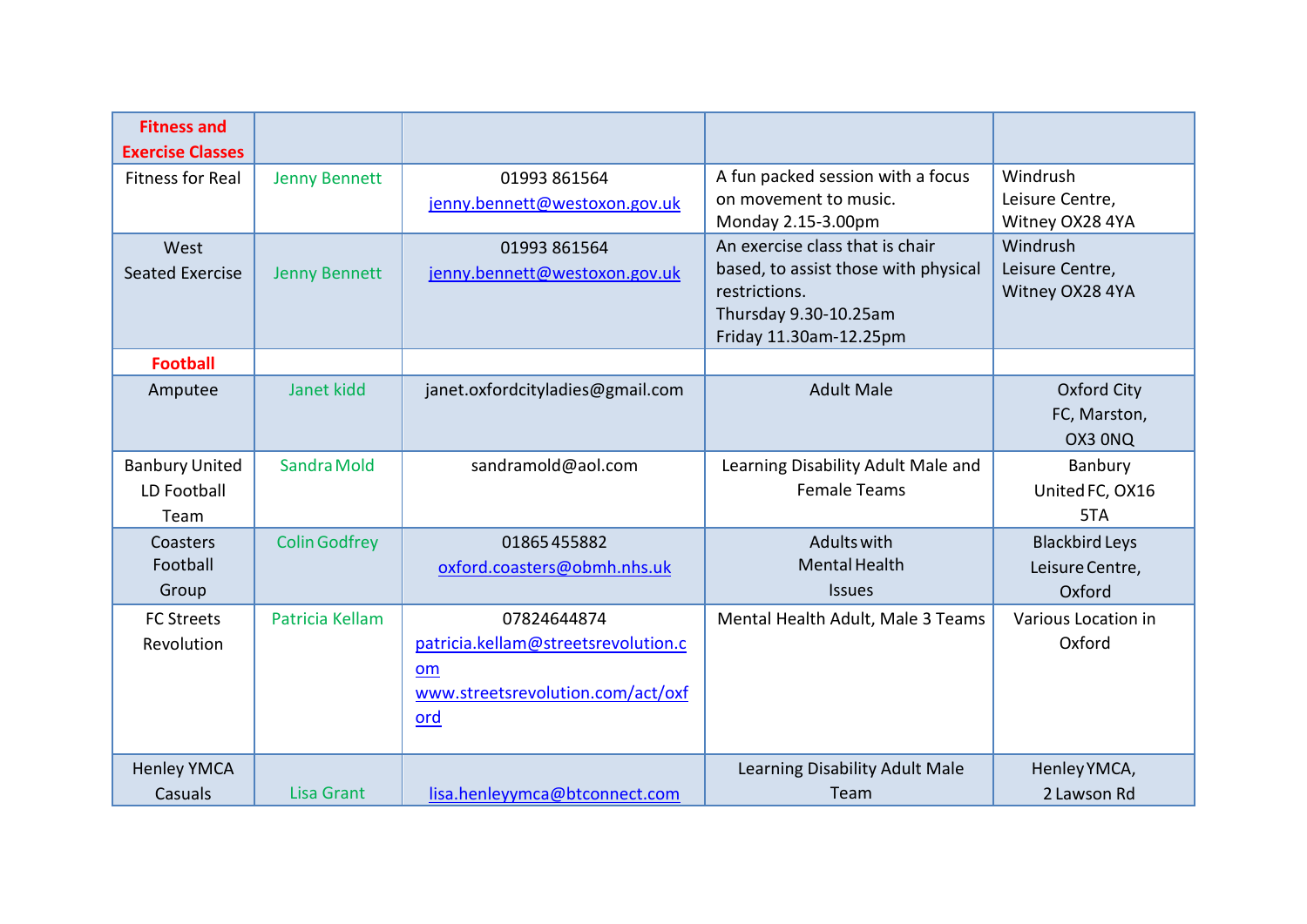| **Fitness and Exercise Classes** | | | | |
|---|---|---|---|---|
| Fitness for Real | Jenny Bennett | 01993 861564 jenny.bennett@westoxon.gov.uk | A fun packed session with a focus on movement to music. Monday 2.15-3.00pm | Windrush Leisure Centre, Witney OX28 4YA |
| West Seated Exercise | Jenny Bennett | 01993 861564 jenny.bennett@westoxon.gov.uk | An exercise class that is chair based, to assist those with physical restrictions. Thursday 9.30-10.25am Friday 11.30am-12.25pm | Windrush Leisure Centre, Witney OX28 4YA |
| **Football** | | | | |
| Amputee | Janet kidd | janet.oxfordcityladies@gmail.com | Adult Male | Oxford City FC, Marston, OX3 0NQ |
| Banbury United LD Football Team | Sandra Mold | sandramold@aol.com | Learning Disability Adult Male and Female Teams | Banbury United FC, OX16 5TA |
| Coasters Football Group | Colin Godfrey | 01865 455882 oxford.coasters@obmh.nhs.uk | Adults with Mental Health Issues | Blackbird Leys Leisure Centre, Oxford |
| FC Streets Revolution | Patricia Kellam | 07824644874 patricia.kellam@streetsrevolution.com www.streetsrevolution.com/act/oxford | Mental Health Adult, Male 3 Teams | Various Location in Oxford |
| Henley YMCA Casuals | Lisa Grant | lisa.henleyymca@btconnect.com | Learning Disability Adult Male Team | Henley YMCA, 2 Lawson Rd |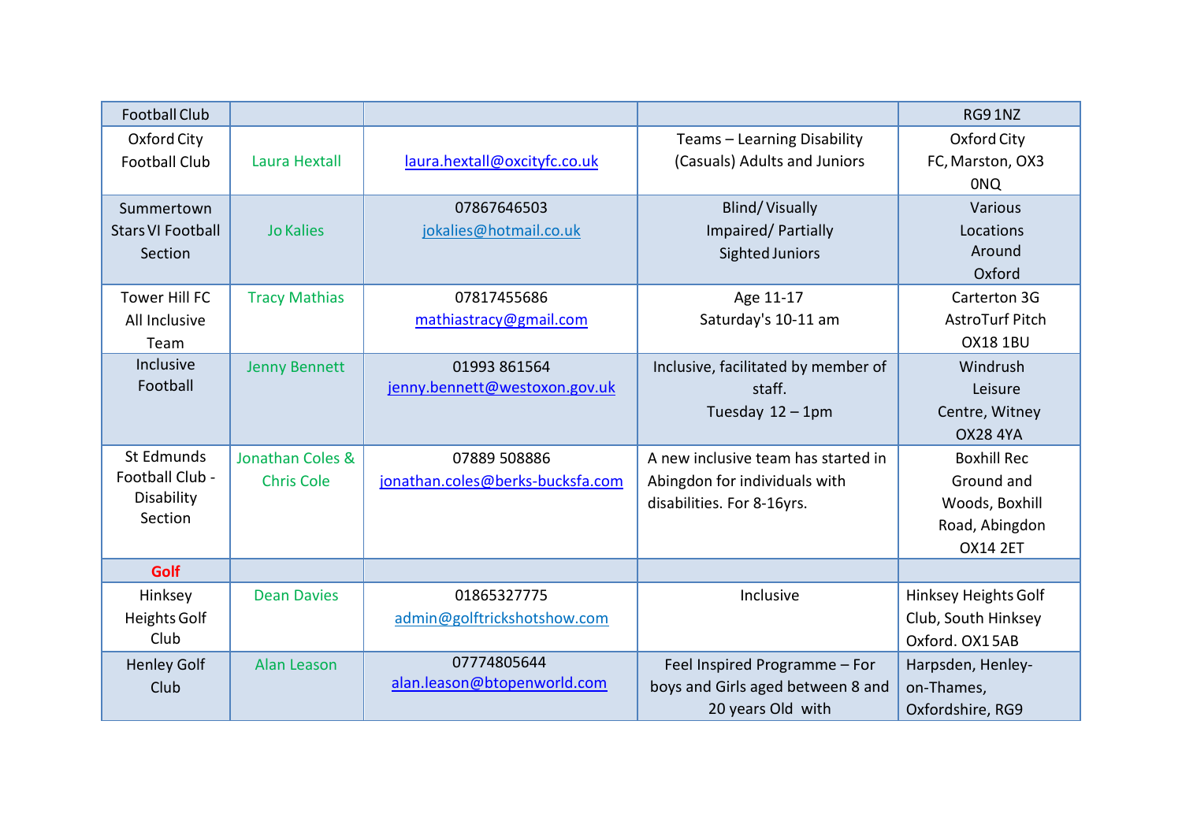| Football Club | | | | RG9 1NZ |
|---|---|---|---|---|
| Oxford City Football Club | Laura Hextall | laura.hextall@oxcityfc.co.uk | Teams – Learning Disability (Casuals) Adults and Juniors | Oxford City FC, Marston, OX3 0NQ |
| Summertown Stars VI Football Section | Jo Kalies | 07867646503 jokalies@hotmail.co.uk | Blind/ Visually Impaired/ Partially Sighted Juniors | Various Locations Around Oxford |
| Tower Hill FC All Inclusive Team | Tracy Mathias | 07817455686 mathiastracy@gmail.com | Age 11-17 Saturday's 10-11 am | Carterton 3G AstroTurf Pitch OX18 1BU |
| Inclusive Football | Jenny Bennett | 01993 861564 jenny.bennett@westoxon.gov.uk | Inclusive, facilitated by member of staff. Tuesday 12 – 1pm | Windrush Leisure Centre, Witney OX28 4YA |
| St Edmunds Football Club - Disability Section | Jonathan Coles & Chris Cole | 07889 508886 jonathan.coles@berks-bucksfa.com | A new inclusive team has started in Abingdon for individuals with disabilities. For 8-16yrs. | Boxhill Rec Ground and Woods, Boxhill Road, Abingdon OX14 2ET |
| **Golf** | | | | |
| Hinksey Heights Golf Club | Dean Davies | 01865327775 admin@golftrickshotshow.com | Inclusive | Hinksey Heights Golf Club, South Hinksey Oxford. OX1 5AB |
| Henley Golf Club | Alan Leason | 07774805644 alan.leason@btopenworld.com | Feel Inspired Programme – For boys and Girls aged between 8 and 20 years Old with | Harpsden, Henley-on-Thames, Oxfordshire, RG9 |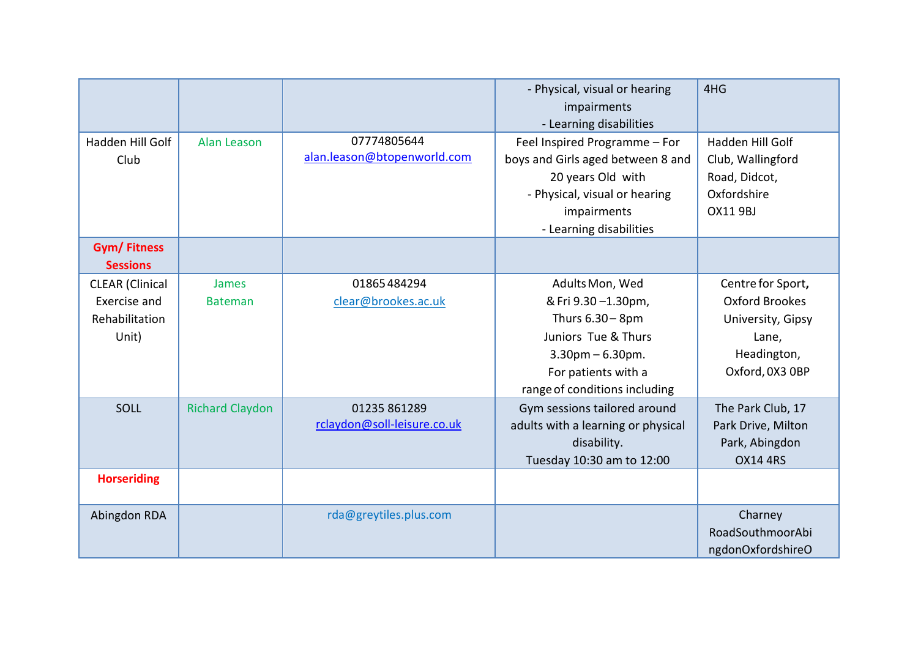| | | | - Physical, visual or hearing impairments<br>- Learning disabilities | 4HG |
|---|---|---|---|---|
| Hadden Hill Golf Club | Alan Leason | 07774805644<br>alan.leason@btopenworld.com | Feel Inspired Programme – For boys and Girls aged between 8 and 20 years Old with<br>- Physical, visual or hearing impairments<br>- Learning disabilities | Hadden Hill Golf Club, Wallingford Road, Didcot, Oxfordshire OX11 9BJ |
| **Gym/ Fitness Sessions** | | | | |
| CLEAR (Clinical Exercise and Rehabilitation Unit) | James Bateman | 01865 484294<br>clear@brookes.ac.uk | Adults Mon, Wed & Fri 9.30 –1.30pm, Thurs 6.30 – 8pm<br>Juniors Tue & Thurs 3.30pm – 6.30pm.<br>For patients with a range of conditions including | Centre for Sport, Oxford Brookes University, Gipsy Lane, Headington, Oxford, 0X3 0BP |
| SOLL | Richard Claydon | 01235 861289<br>rclaydon@soll-leisure.co.uk | Gym sessions tailored around adults with a learning or physical disability.<br>Tuesday 10:30 am to 12:00 | The Park Club, 17 Park Drive, Milton Park, Abingdon OX14 4RS |
| **Horseriding** | | | | |
| Abingdon RDA | | rda@greytiles.plus.com | | Charney RoadSouthmoorAbingdonOxfordshireO |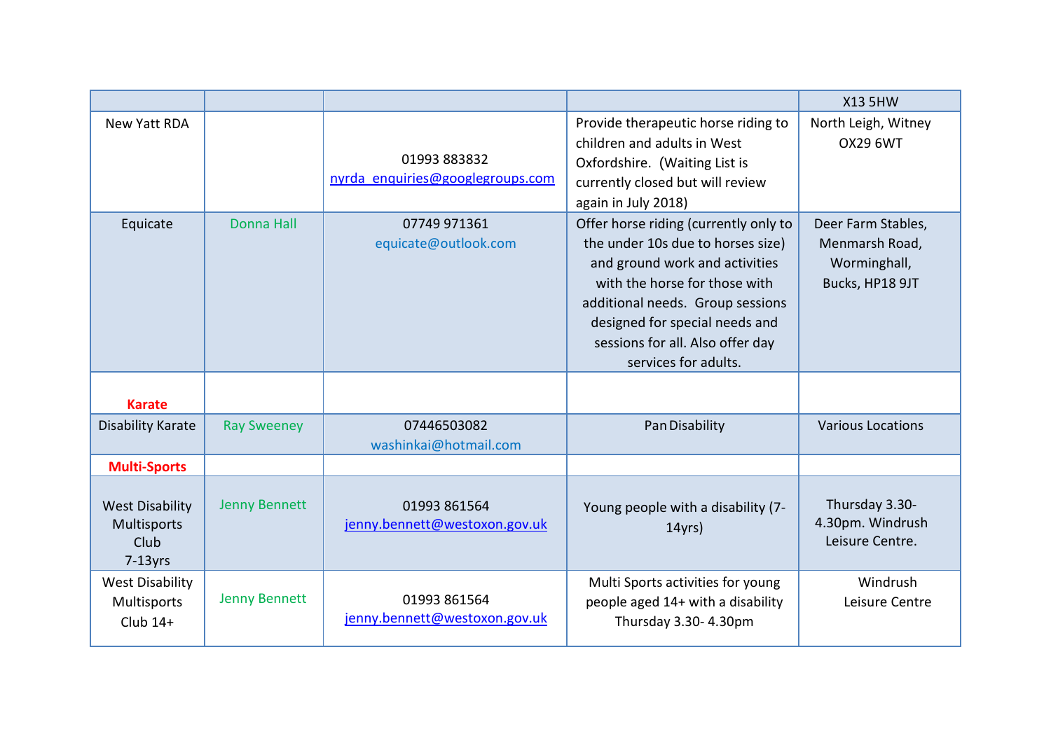| | | | | X13 5HW |
|---|---|---|---|---|
| New Yatt RDA | | 01993 883832 nyrda_enquiries@googlegroups.com | Provide therapeutic horse riding to children and adults in West Oxfordshire. (Waiting List is currently closed but will review again in July 2018) | North Leigh, Witney OX29 6WT |
| Equicate | Donna Hall | 07749 971361 equicate@outlook.com | Offer horse riding (currently only to the under 10s due to horses size) and ground work and activities with the horse for those with additional needs. Group sessions designed for special needs and sessions for all. Also offer day services for adults. | Deer Farm Stables, Menmarsh Road, Worminghall, Bucks, HP18 9JT |
| **Karate** | | | | |
| Disability Karate | Ray Sweeney | 07446503082 washinkai@hotmail.com | Pan Disability | Various Locations |
| **Multi-Sports** | | | | |
| West Disability Multisports Club 7-13yrs | Jenny Bennett | 01993 861564 jenny.bennett@westoxon.gov.uk | Young people with a disability (7-14yrs) | Thursday 3.30-4.30pm. Windrush Leisure Centre. |
| West Disability Multisports Club 14+ | Jenny Bennett | 01993 861564 jenny.bennett@westoxon.gov.uk | Multi Sports activities for young people aged 14+ with a disability Thursday 3.30- 4.30pm | Windrush Leisure Centre |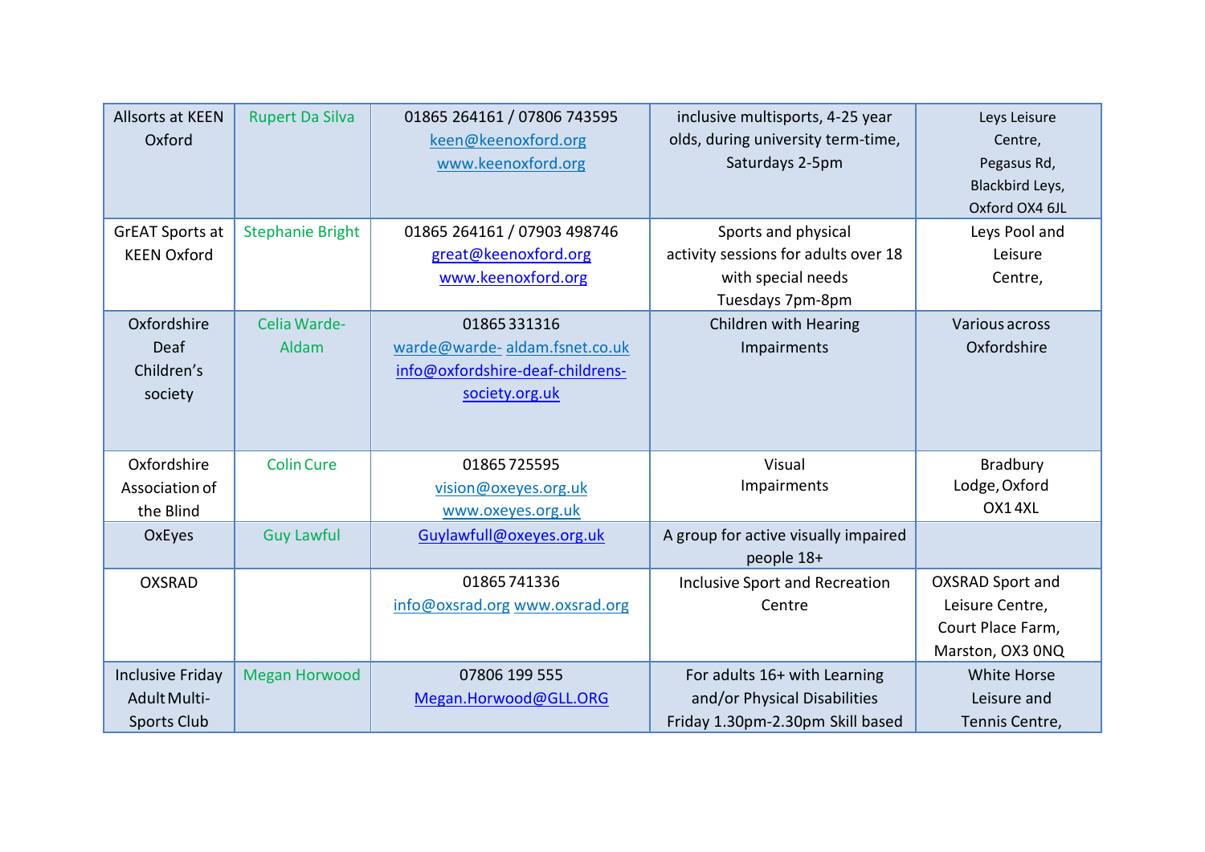| Allsorts at KEEN Oxford | Rupert Da Silva | 01865 264161 / 07806 743595 keen@keenoxford.org www.keenoxford.org | inclusive multisports, 4-25 year olds, during university term-time, Saturdays 2-5pm | Leys Leisure Centre, Pegasus Rd, Blackbird Leys, Oxford OX4 6JL |
|---|---|---|---|---|
| GrEAT Sports at KEEN Oxford | Stephanie Bright | 01865 264161 / 07903 498746 great@keenoxford.org www.keenoxford.org | Sports and physical activity sessions for adults over 18 with special needs Tuesdays 7pm-8pm | Leys Pool and Leisure Centre, |
| Oxfordshire Deaf Children's society | Celia Warde-Aldam | 01865 331316 warde@warde- aldam.fsnet.co.uk info@oxfordshire-deaf-childrens-society.org.uk | Children with Hearing Impairments | Various across Oxfordshire |
| Oxfordshire Association of the Blind | Colin Cure | 01865 725595 vision@oxeyes.org.uk www.oxeyes.org.uk | Visual Impairments | Bradbury Lodge, Oxford OX1 4XL |
| OxEyes | Guy Lawful | Guylawfull@oxeyes.org.uk | A group for active visually impaired people 18+ | |
| OXSRAD | | 01865 741336 info@oxsrad.org www.oxsrad.org | Inclusive Sport and Recreation Centre | OXSRAD Sport and Leisure Centre, Court Place Farm, Marston, OX3 0NQ |
| Inclusive Friday Adult Multi-Sports Club | Megan Horwood | 07806 199 555 Megan.Horwood@GLL.ORG | For adults 16+ with Learning and/or Physical Disabilities Friday 1.30pm-2.30pm Skill based | White Horse Leisure and Tennis Centre, |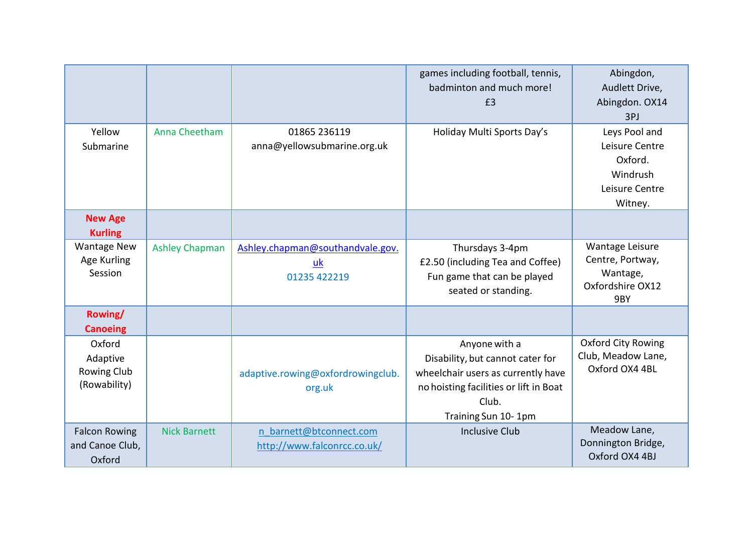| | | | | |
|---|---|---|---|---|
| | | | games including football, tennis, badminton and much more! £3 | Abingdon, Audlett Drive, Abingdon. OX14 3PJ |
| Yellow Submarine | Anna Cheetham | 01865 236119 anna@yellowsubmarine.org.uk | Holiday Multi Sports Day's | Leys Pool and Leisure Centre Oxford. Windrush Leisure Centre Witney. |
| **New Age Kurling** | | | | |
| Wantage New Age Kurling Session | Ashley Chapman | Ashley.chapman@southandvale.gov.uk 01235 422219 | Thursdays 3-4pm £2.50 (including Tea and Coffee) Fun game that can be played seated or standing. | Wantage Leisure Centre, Portway, Wantage, Oxfordshire OX12 9BY |
| **Rowing/ Canoeing** | | | | |
| Oxford Adaptive Rowing Club (Rowability) | | adaptive.rowing@oxfordrowingclub.org.uk | Anyone with a Disability, but cannot cater for wheelchair users as currently have no hoisting facilities or lift in Boat Club. Training Sun 10- 1pm | Oxford City Rowing Club, Meadow Lane, Oxford OX4 4BL |
| Falcon Rowing and Canoe Club, Oxford | Nick Barnett | n_barnett@btconnect.com http://www.falconrcc.co.uk/ | Inclusive Club | Meadow Lane, Donnington Bridge, Oxford OX4 4BJ |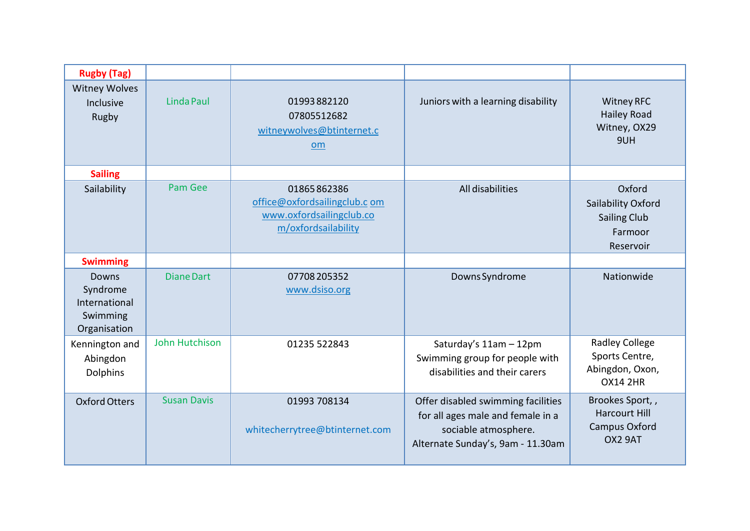| **Rugby (Tag)** | | | | |
|---|---|---|---|---|
| Witney Wolves Inclusive Rugby | Linda Paul | 01993 882120<br>07805512682<br>witneywolves@btinternet.com | Juniors with a learning disability | Witney RFC<br>Hailey Road<br>Witney, OX29 9UH |
| **Sailing** | | | | |
| Sailability | Pam Gee | 01865 862386<br>office@oxfordsailingclub.com<br>www.oxfordsailingclub.com/oxfordsailability | All disabilities | Oxford Sailability Oxford Sailing Club Farmoor Reservoir |
| **Swimming** | | | | |
| Downs Syndrome International Swimming Organisation | Diane Dart | 07708 205352<br>www.dsiso.org | Downs Syndrome | Nationwide |
| Kennington and Abingdon Dolphins | John Hutchison | 01235 522843 | Saturday's 11am – 12pm Swimming group for people with disabilities and their carers | Radley College Sports Centre, Abingdon, Oxon, OX14 2HR |
| Oxford Otters | Susan Davis | 01993 708134<br><br>whitecherrytree@btinternet.com | Offer disabled swimming facilities for all ages male and female in a sociable atmosphere. Alternate Sunday's, 9am - 11.30am | Brookes Sport, , Harcourt Hill Campus Oxford OX2 9AT |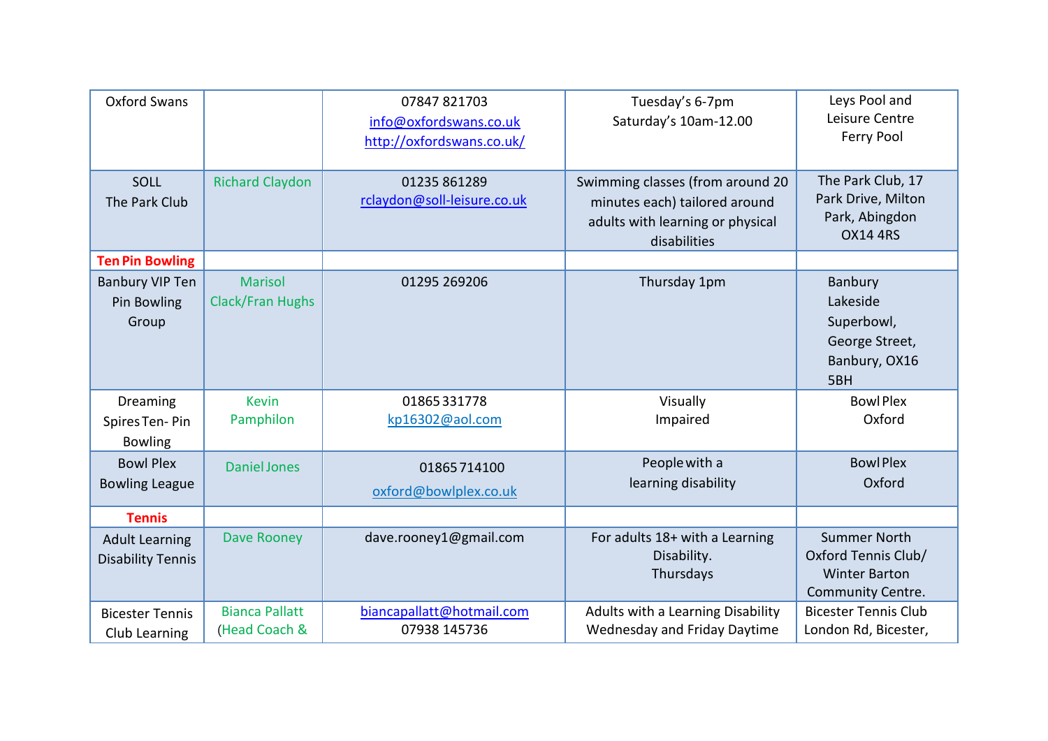| | | | | |
|---|---|---|---|---|
| Oxford Swans | | 07847 821703<br>info@oxfordswans.co.uk<br>http://oxfordswans.co.uk/ | Tuesday's 6-7pm<br>Saturday's 10am-12.00 | Leys Pool and Leisure Centre<br>Ferry Pool |
| SOLL<br>The Park Club | Richard Claydon | 01235 861289<br>rclaydon@soll-leisure.co.uk | Swimming classes (from around 20 minutes each) tailored around adults with learning or physical disabilities | The Park Club, 17 Park Drive, Milton Park, Abingdon OX14 4RS |
| **Ten Pin Bowling** | | | | |
| Banbury VIP Ten Pin Bowling Group | Marisol Clack/Fran Hughs | 01295 269206 | Thursday 1pm | Banbury Lakeside Superbowl, George Street, Banbury, OX16 5BH |
| Dreaming Spires Ten- Pin Bowling | Kevin Pamphilon | 01865 331778<br>kp16302@aol.com | Visually Impaired | Bowl Plex Oxford |
| Bowl Plex Bowling League | Daniel Jones | 01865 714100<br>oxford@bowlplex.co.uk | People with a learning disability | Bowl Plex Oxford |
| **Tennis** | | | | |
| Adult Learning Disability Tennis | Dave Rooney | dave.rooney1@gmail.com | For adults 18+ with a Learning Disability.<br>Thursdays | Summer North Oxford Tennis Club/ Winter Barton Community Centre. |
| Bicester Tennis Club Learning | Bianca Pallatt (Head Coach & | biancapallatt@hotmail.com<br>07938 145736 | Adults with a Learning Disability Wednesday and Friday Daytime | Bicester Tennis Club London Rd, Bicester, |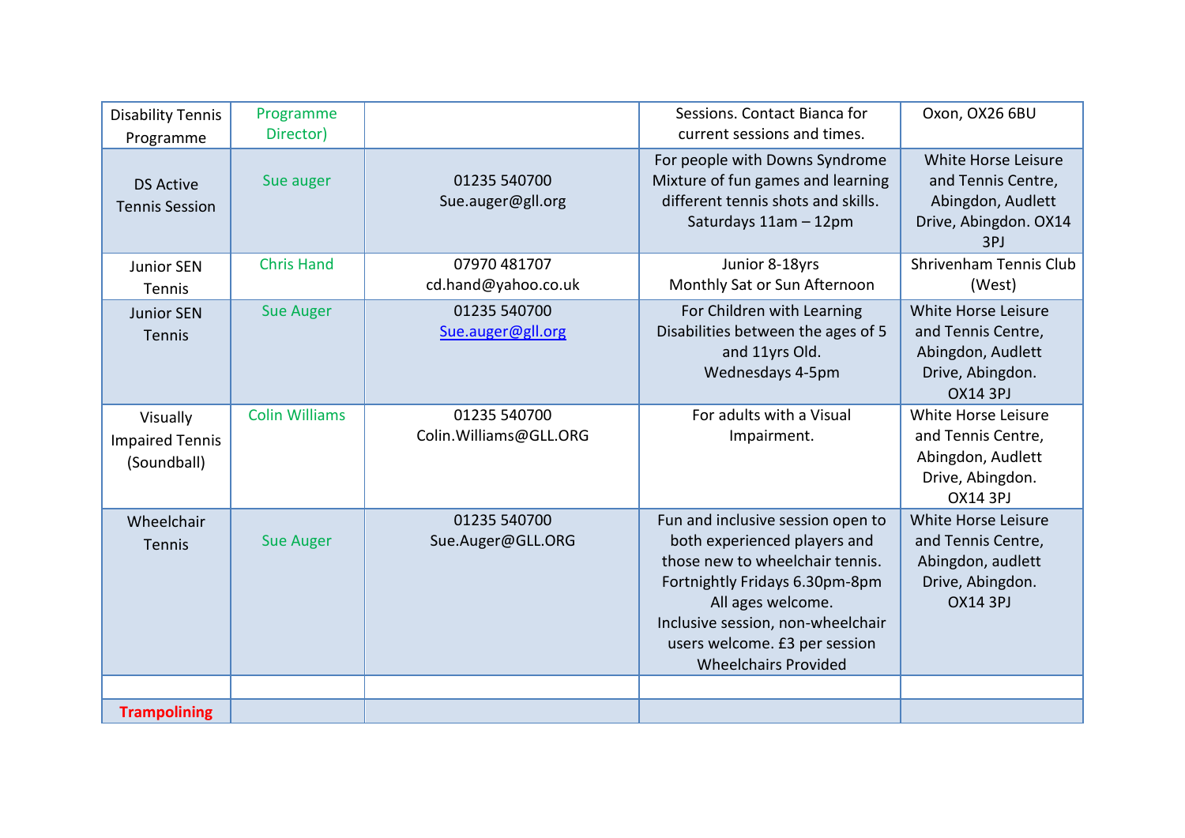| | | | | |
|---|---|---|---|---|
| Disability Tennis Programme | Programme Director) | | Sessions. Contact Bianca for current sessions and times. | Oxon, OX26 6BU |
| DS Active Tennis Session | Sue auger | 01235 540700 Sue.auger@gll.org | For people with Downs Syndrome Mixture of fun games and learning different tennis shots and skills. Saturdays 11am – 12pm | White Horse Leisure and Tennis Centre, Abingdon, Audlett Drive, Abingdon. OX14 3PJ |
| Junior SEN Tennis | Chris Hand | 07970 481707 cd.hand@yahoo.co.uk | Junior 8-18yrs Monthly Sat or Sun Afternoon | Shrivenham Tennis Club (West) |
| Junior SEN Tennis | Sue Auger | 01235 540700 Sue.auger@gll.org | For Children with Learning Disabilities between the ages of 5 and 11yrs Old. Wednesdays 4-5pm | White Horse Leisure and Tennis Centre, Abingdon, Audlett Drive, Abingdon. OX14 3PJ |
| Visually Impaired Tennis (Soundball) | Colin Williams | 01235 540700 Colin.Williams@GLL.ORG | For adults with a Visual Impairment. | White Horse Leisure and Tennis Centre, Abingdon, Audlett Drive, Abingdon. OX14 3PJ |
| Wheelchair Tennis | Sue Auger | 01235 540700 Sue.Auger@GLL.ORG | Fun and inclusive session open to both experienced players and those new to wheelchair tennis. Fortnightly Fridays 6.30pm-8pm All ages welcome. Inclusive session, non-wheelchair users welcome. £3 per session Wheelchairs Provided | White Horse Leisure and Tennis Centre, Abingdon, audlett Drive, Abingdon. OX14 3PJ |
| | | | | |
| **Trampolining** | | | | |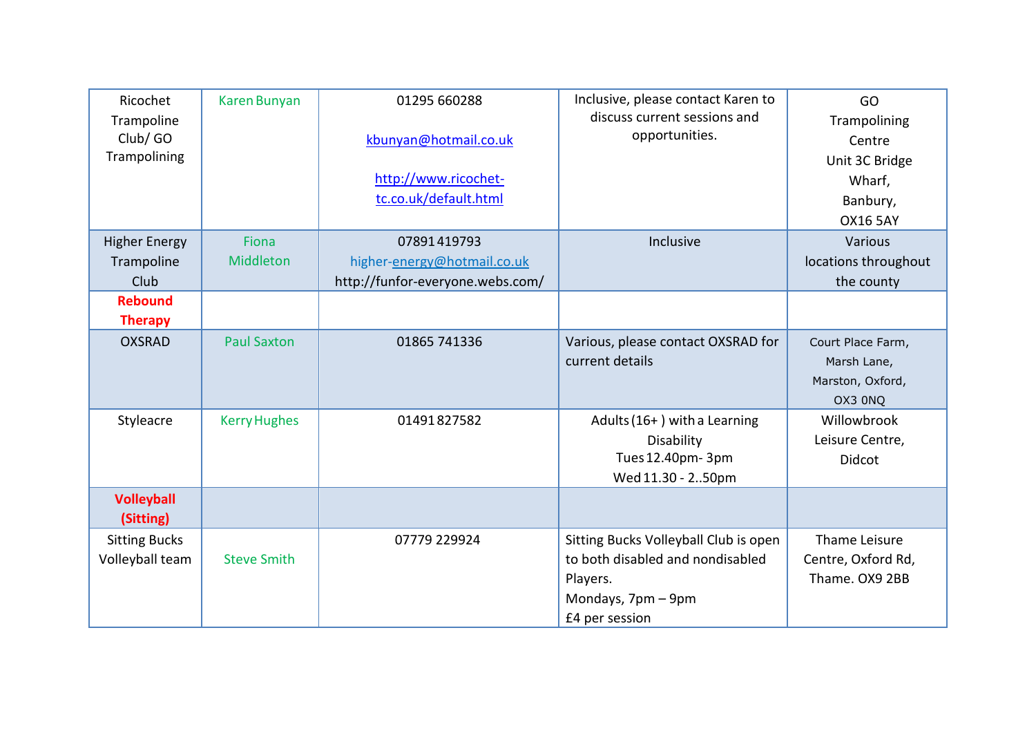| Ricochet Trampoline Club/ GO Trampolining | Karen Bunyan | 01295 660288<br><br>kbunyan@hotmail.co.uk<br><br>http://www.ricochet-tc.co.uk/default.html | Inclusive, please contact Karen to discuss current sessions and opportunities. | GO Trampolining Centre Unit 3C Bridge Wharf, Banbury, OX16 5AY |
|---|---|---|---|---|
| Higher Energy Trampoline Club | Fiona Middleton | 07891 419793<br>higher-energy@hotmail.co.uk<br>http://funfor-everyone.webs.com/ | Inclusive | Various locations throughout the county |
| **Rebound Therapy** | | | | |
| OXSRAD | Paul Saxton | 01865 741336 | Various, please contact OXSRAD for current details | Court Place Farm, Marsh Lane, Marston, Oxford, OX3 0NQ |
| Styleacre | Kerry Hughes | 01491 827582 | Adults (16+ ) with a Learning Disability<br>Tues 12.40pm- 3pm<br>Wed 11.30 - 2..50pm | Willowbrook Leisure Centre, Didcot |
| **Volleyball (Sitting)** | | | | |
| Sitting Bucks Volleyball team | Steve Smith | 07779 229924 | Sitting Bucks Volleyball Club is open to both disabled and nondisabled Players.<br>Mondays, 7pm – 9pm<br>£4 per session | Thame Leisure Centre, Oxford Rd, Thame. OX9 2BB |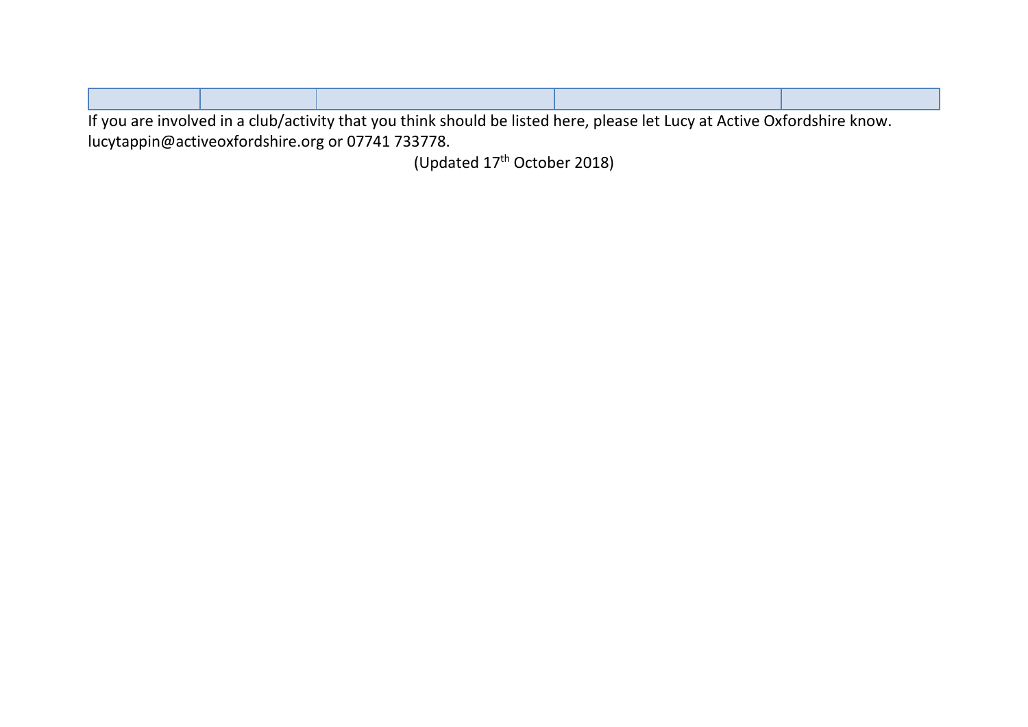| | | | | |
|---|---|---|---|---|
| | | | | |

If you are involved in a club/activity that you think should be listed here, please let Lucy at Active Oxfordshire know. lucytappin@activeoxfordshire.org or 07741 733778.

(Updated 17th October 2018)